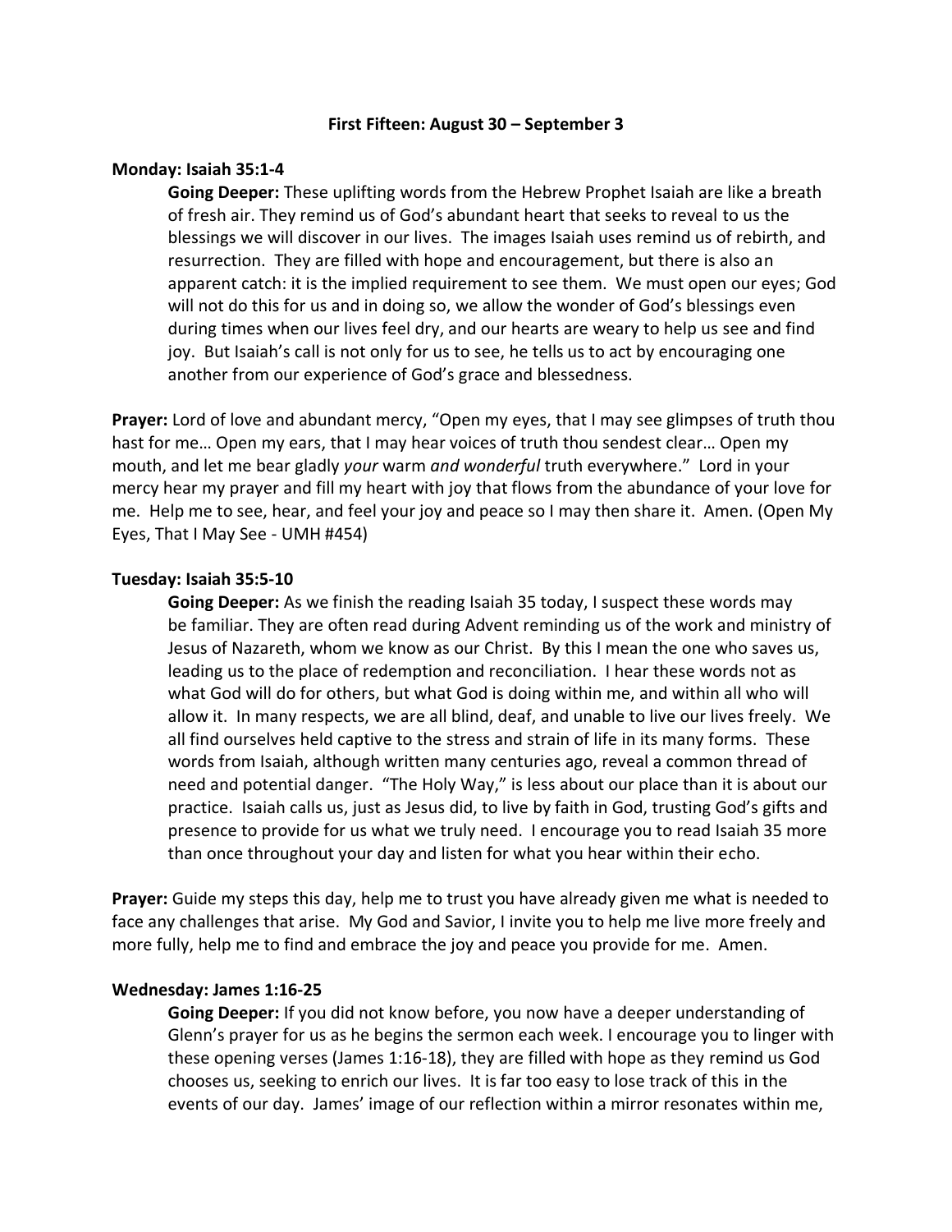# First Fifteen: August 30 – September 3

**Monday: Isaiah 35:1-4**

**Going Deeper:** These uplifting words from the Hebrew Prophet Isaiah are like a breath of fresh air. They remind us of God's abundant heart that seeks to reveal to us the blessings we will discover in our lives. The images Isaiah uses remind us of rebirth, and resurrection. They are filled with hope and encouragement, but there is also an apparent catch: it is the implied requirement to see them. We must open our eyes; God will not do this for us and in doing so, we allow the wonder of God's blessings even during times when our lives feel dry, and our hearts are weary to help us see and find joy. But Isaiah's call is not only for us to see, he tells us to act by encouraging one another from our experience of God's grace and blessedness.

**Prayer:** Lord of love and abundant mercy, "Open my eyes, that I may see glimpses of truth thou hast for me… Open my ears, that I may hear voices of truth thou sendest clear… Open my mouth, and let me bear gladly *your* warm *and wonderful* truth everywhere." Lord in your mercy hear my prayer and fill my heart with joy that flows from the abundance of your love for me. Help me to see, hear, and feel your joy and peace so I may then share it. Amen. (Open My Eyes, That I May See - UMH #454)

**Tuesday: Isaiah 35:5-10**

**Going Deeper:** As we finish the reading Isaiah 35 today, I suspect these words may be familiar. They are often read during Advent reminding us of the work and ministry of Jesus of Nazareth, whom we know as our Christ. By this I mean the one who saves us, leading us to the place of redemption and reconciliation. I hear these words not as what God will do for others, but what God is doing within me, and within all who will allow it. In many respects, we are all blind, deaf, and unable to live our lives freely. We all find ourselves held captive to the stress and strain of life in its many forms. These words from Isaiah, although written many centuries ago, reveal a common thread of need and potential danger. "The Holy Way," is less about our place than it is about our practice. Isaiah calls us, just as Jesus did, to live by faith in God, trusting God's gifts and presence to provide for us what we truly need. I encourage you to read Isaiah 35 more than once throughout your day and listen for what you hear within their echo.

**Prayer:** Guide my steps this day, help me to trust you have already given me what is needed to face any challenges that arise. My God and Savior, I invite you to help me live more freely and more fully, help me to find and embrace the joy and peace you provide for me. Amen.

**Wednesday: James 1:16-25**

**Going Deeper:** If you did not know before, you now have a deeper understanding of Glenn's prayer for us as he begins the sermon each week. I encourage you to linger with these opening verses (James 1:16-18), they are filled with hope as they remind us God chooses us, seeking to enrich our lives. It is far too easy to lose track of this in the events of our day. James' image of our reflection within a mirror resonates within me,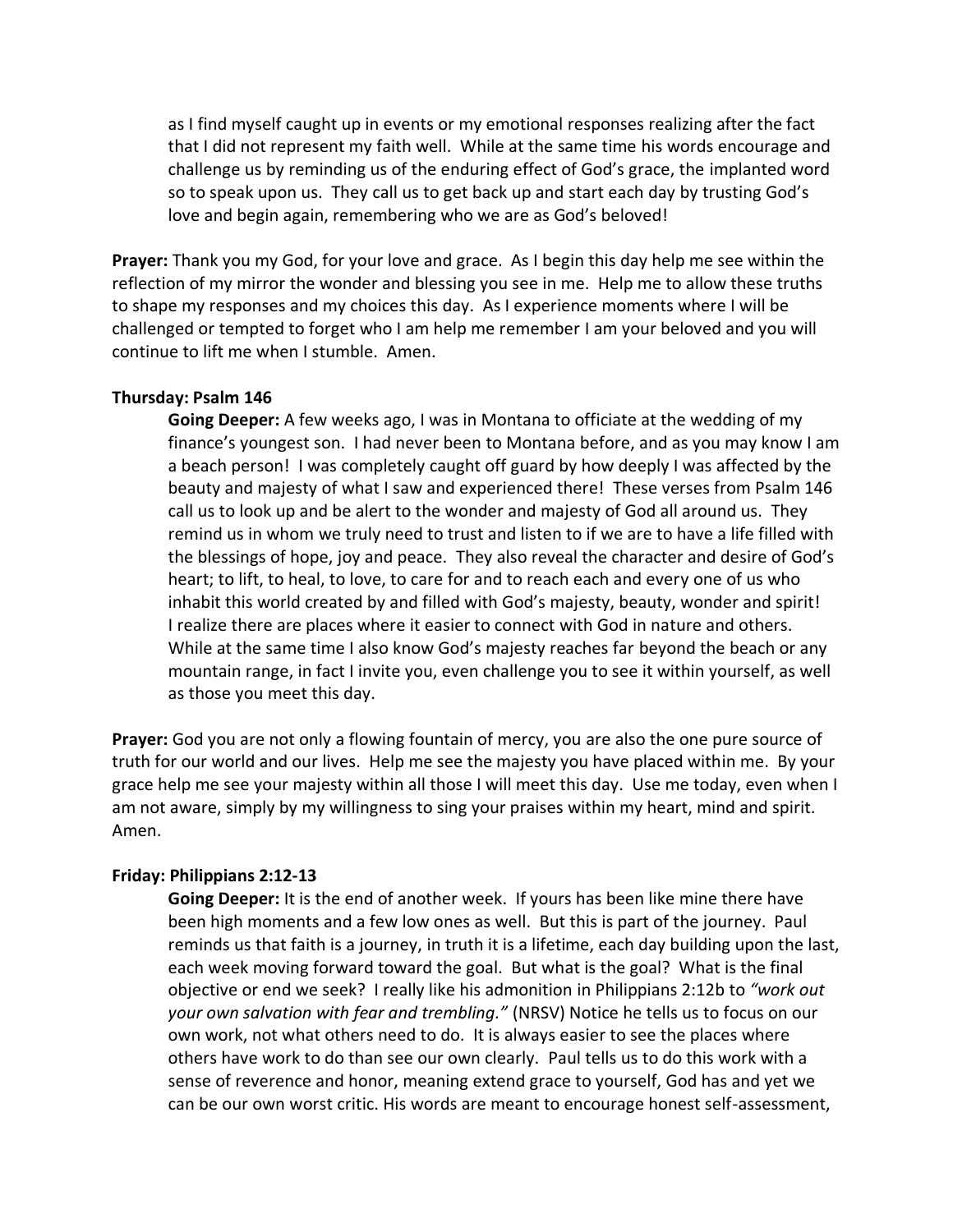as I find myself caught up in events or my emotional responses realizing after the fact that I did not represent my faith well. While at the same time his words encourage and challenge us by reminding us of the enduring effect of God's grace, the implanted word so to speak upon us. They call us to get back up and start each day by trusting God's love and begin again, remembering who we are as God's beloved!

**Prayer:** Thank you my God, for your love and grace. As I begin this day help me see within the reflection of my mirror the wonder and blessing you see in me. Help me to allow these truths to shape my responses and my choices this day. As I experience moments where I will be challenged or tempted to forget who I am help me remember I am your beloved and you will continue to lift me when I stumble. Amen.

**Thursday: Psalm 146**

**Going Deeper:** A few weeks ago, I was in Montana to officiate at the wedding of my finance's youngest son. I had never been to Montana before, and as you may know I am a beach person! I was completely caught off guard by how deeply I was affected by the beauty and majesty of what I saw and experienced there! These verses from Psalm 146 call us to look up and be alert to the wonder and majesty of God all around us. They remind us in whom we truly need to trust and listen to if we are to have a life filled with the blessings of hope, joy and peace. They also reveal the character and desire of God's heart; to lift, to heal, to love, to care for and to reach each and every one of us who inhabit this world created by and filled with God's majesty, beauty, wonder and spirit! I realize there are places where it easier to connect with God in nature and others. While at the same time I also know God's majesty reaches far beyond the beach or any mountain range, in fact I invite you, even challenge you to see it within yourself, as well as those you meet this day.

**Prayer:** God you are not only a flowing fountain of mercy, you are also the one pure source of truth for our world and our lives. Help me see the majesty you have placed within me. By your grace help me see your majesty within all those I will meet this day. Use me today, even when I am not aware, simply by my willingness to sing your praises within my heart, mind and spirit. Amen.

**Friday: Philippians 2:12-13**

**Going Deeper:** It is the end of another week. If yours has been like mine there have been high moments and a few low ones as well. But this is part of the journey. Paul reminds us that faith is a journey, in truth it is a lifetime, each day building upon the last, each week moving forward toward the goal. But what is the goal? What is the final objective or end we seek? I really like his admonition in Philippians 2:12b to *"work out your own salvation with fear and trembling."* (NRSV) Notice he tells us to focus on our own work, not what others need to do. It is always easier to see the places where others have work to do than see our own clearly. Paul tells us to do this work with a sense of reverence and honor, meaning extend grace to yourself, God has and yet we can be our own worst critic. His words are meant to encourage honest self-assessment,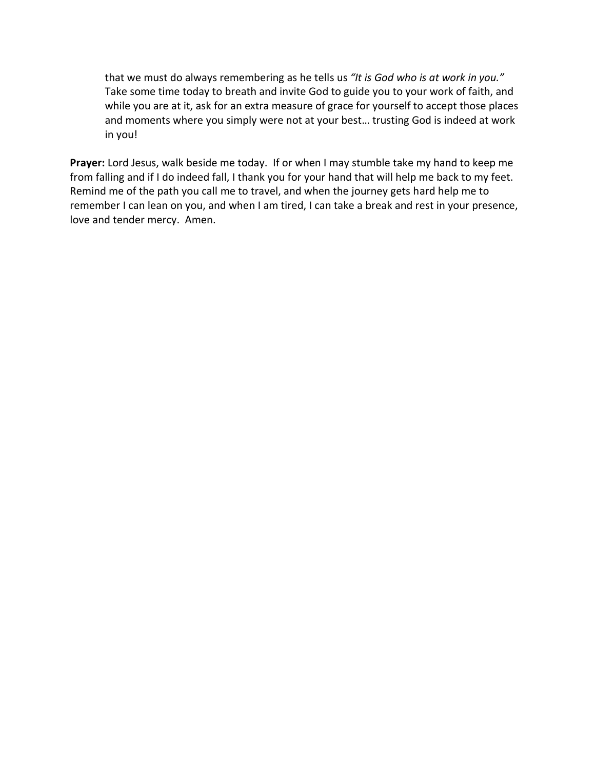that we must do always remembering as he tells us *"It is God who is at work in you."* Take some time today to breath and invite God to guide you to your work of faith, and while you are at it, ask for an extra measure of grace for yourself to accept those places and moments where you simply were not at your best… trusting God is indeed at work in you!

**Prayer:** Lord Jesus, walk beside me today. If or when I may stumble take my hand to keep me from falling and if I do indeed fall, I thank you for your hand that will help me back to my feet. Remind me of the path you call me to travel, and when the journey gets hard help me to remember I can lean on you, and when I am tired, I can take a break and rest in your presence, love and tender mercy. Amen.